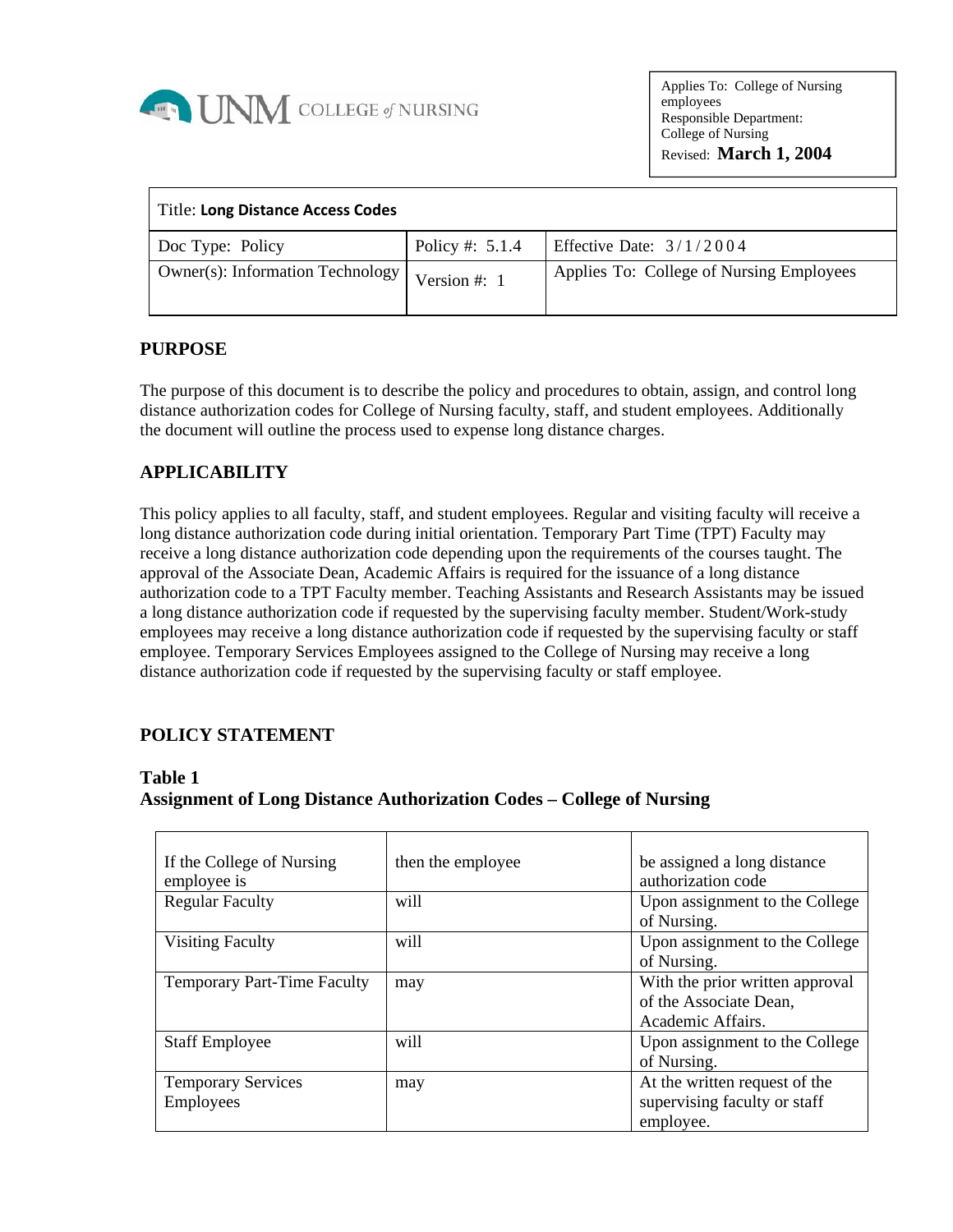UNM COLLEGE of NURSING

| Applies To: College of Nursing employees |
|---|
| Responsible Department: College of Nursing |
| Revised: **March 1, 2004** |

| Title: **Long Distance Access Codes** | | |
|---|---|---|
| Doc Type: Policy | Policy #: 5.1.4 | Effective Date: 3/1/2004 |
| Owner(s): Information Technology | Version #: 1 | Applies To: College of Nursing Employees |

## PURPOSE

The purpose of this document is to describe the policy and procedures to obtain, assign, and control long distance authorization codes for College of Nursing faculty, staff, and student employees. Additionally the document will outline the process used to expense long distance charges.

## APPLICABILITY

This policy applies to all faculty, staff, and student employees. Regular and visiting faculty will receive a long distance authorization code during initial orientation. Temporary Part Time (TPT) Faculty may receive a long distance authorization code depending upon the requirements of the courses taught. The approval of the Associate Dean, Academic Affairs is required for the issuance of a long distance authorization code to a TPT Faculty member. Teaching Assistants and Research Assistants may be issued a long distance authorization code if requested by the supervising faculty member. Student/Work-study employees may receive a long distance authorization code if requested by the supervising faculty or staff employee. Temporary Services Employees assigned to the College of Nursing may receive a long distance authorization code if requested by the supervising faculty or staff employee.

## POLICY STATEMENT

**Table 1**
**Assignment of Long Distance Authorization Codes – College of Nursing**

| If the College of Nursing employee is | then the employee | be assigned a long distance authorization code |
|---|---|---|
| Regular Faculty | will | Upon assignment to the College of Nursing. |
| Visiting Faculty | will | Upon assignment to the College of Nursing. |
| Temporary Part-Time Faculty | may | With the prior written approval of the Associate Dean, Academic Affairs. |
| Staff Employee | will | Upon assignment to the College of Nursing. |
| Temporary Services Employees | may | At the written request of the supervising faculty or staff employee. |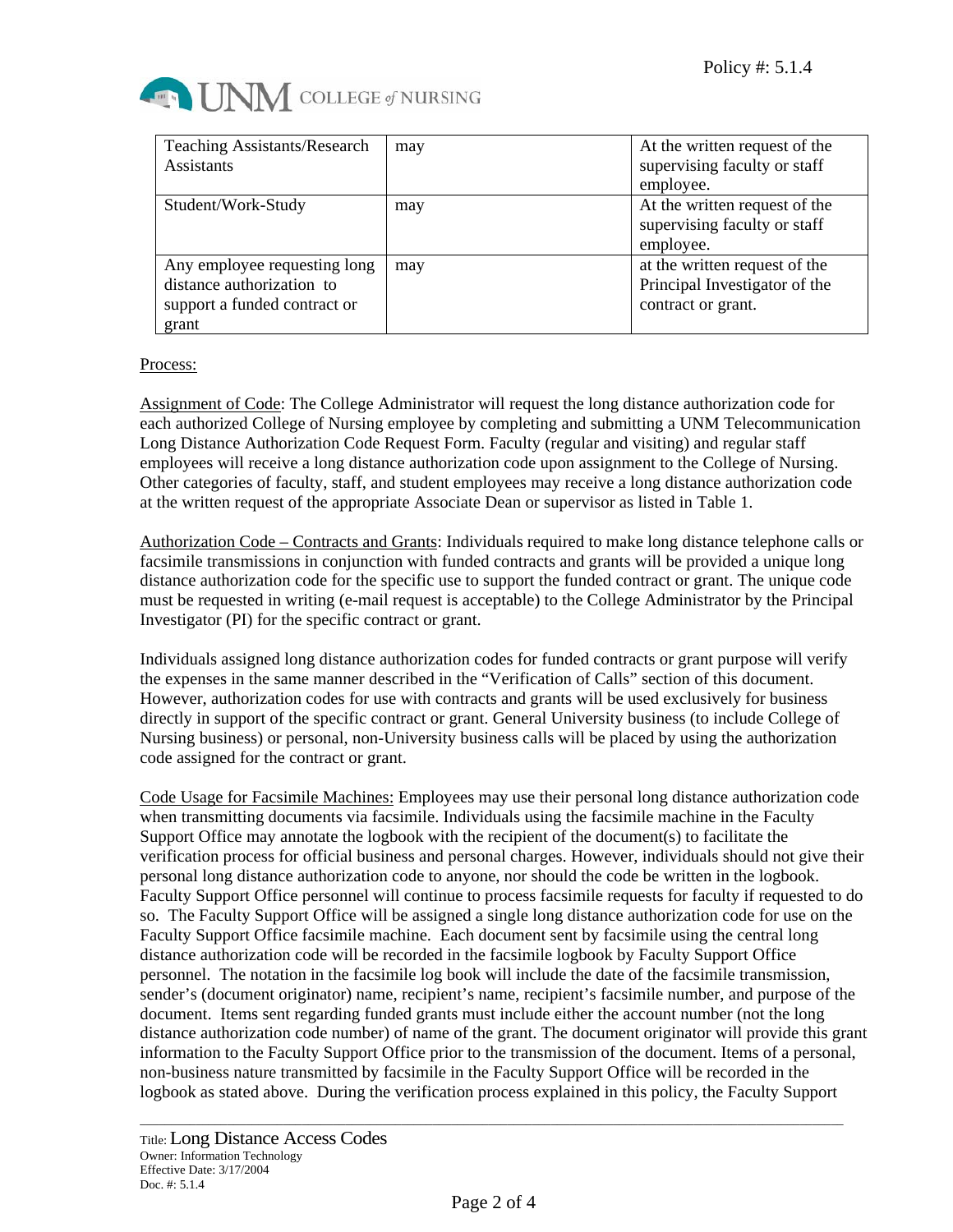| | | |
|---|---|---|
| Teaching Assistants/Research Assistants | may | At the written request of the supervising faculty or staff employee. |
| Student/Work-Study | may | At the written request of the supervising faculty or staff employee. |
| Any employee requesting long distance authorization to support a funded contract or grant | may | at the written request of the Principal Investigator of the contract or grant. |

Process:

Assignment of Code: The College Administrator will request the long distance authorization code for each authorized College of Nursing employee by completing and submitting a UNM Telecommunication Long Distance Authorization Code Request Form. Faculty (regular and visiting) and regular staff employees will receive a long distance authorization code upon assignment to the College of Nursing. Other categories of faculty, staff, and student employees may receive a long distance authorization code at the written request of the appropriate Associate Dean or supervisor as listed in Table 1.

Authorization Code – Contracts and Grants: Individuals required to make long distance telephone calls or facsimile transmissions in conjunction with funded contracts and grants will be provided a unique long distance authorization code for the specific use to support the funded contract or grant. The unique code must be requested in writing (e-mail request is acceptable) to the College Administrator by the Principal Investigator (PI) for the specific contract or grant.

Individuals assigned long distance authorization codes for funded contracts or grant purpose will verify the expenses in the same manner described in the "Verification of Calls" section of this document. However, authorization codes for use with contracts and grants will be used exclusively for business directly in support of the specific contract or grant. General University business (to include College of Nursing business) or personal, non-University business calls will be placed by using the authorization code assigned for the contract or grant.

Code Usage for Facsimile Machines: Employees may use their personal long distance authorization code when transmitting documents via facsimile. Individuals using the facsimile machine in the Faculty Support Office may annotate the logbook with the recipient of the document(s) to facilitate the verification process for official business and personal charges. However, individuals should not give their personal long distance authorization code to anyone, nor should the code be written in the logbook. Faculty Support Office personnel will continue to process facsimile requests for faculty if requested to do so. The Faculty Support Office will be assigned a single long distance authorization code for use on the Faculty Support Office facsimile machine. Each document sent by facsimile using the central long distance authorization code will be recorded in the facsimile logbook by Faculty Support Office personnel. The notation in the facsimile log book will include the date of the facsimile transmission, sender's (document originator) name, recipient's name, recipient's facsimile number, and purpose of the document. Items sent regarding funded grants must include either the account number (not the long distance authorization code number) of name of the grant. The document originator will provide this grant information to the Faculty Support Office prior to the transmission of the document. Items of a personal, non-business nature transmitted by facsimile in the Faculty Support Office will be recorded in the logbook as stated above. During the verification process explained in this policy, the Faculty Support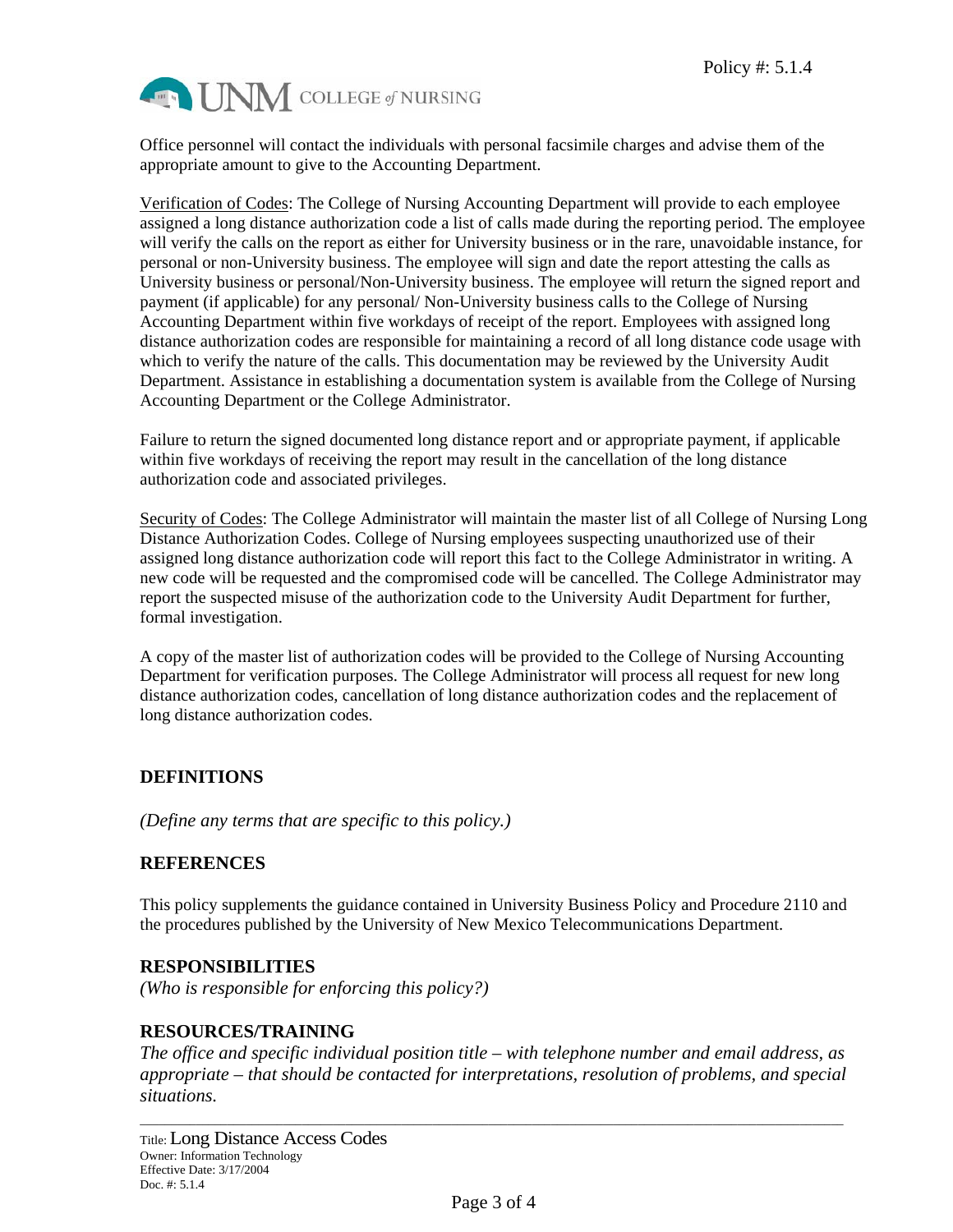Office personnel will contact the individuals with personal facsimile charges and advise them of the appropriate amount to give to the Accounting Department.

Verification of Codes: The College of Nursing Accounting Department will provide to each employee assigned a long distance authorization code a list of calls made during the reporting period. The employee will verify the calls on the report as either for University business or in the rare, unavoidable instance, for personal or non-University business. The employee will sign and date the report attesting the calls as University business or personal/Non-University business. The employee will return the signed report and payment (if applicable) for any personal/ Non-University business calls to the College of Nursing Accounting Department within five workdays of receipt of the report. Employees with assigned long distance authorization codes are responsible for maintaining a record of all long distance code usage with which to verify the nature of the calls. This documentation may be reviewed by the University Audit Department. Assistance in establishing a documentation system is available from the College of Nursing Accounting Department or the College Administrator.

Failure to return the signed documented long distance report and or appropriate payment, if applicable within five workdays of receiving the report may result in the cancellation of the long distance authorization code and associated privileges.

Security of Codes: The College Administrator will maintain the master list of all College of Nursing Long Distance Authorization Codes. College of Nursing employees suspecting unauthorized use of their assigned long distance authorization code will report this fact to the College Administrator in writing. A new code will be requested and the compromised code will be cancelled. The College Administrator may report the suspected misuse of the authorization code to the University Audit Department for further, formal investigation.

A copy of the master list of authorization codes will be provided to the College of Nursing Accounting Department for verification purposes. The College Administrator will process all request for new long distance authorization codes, cancellation of long distance authorization codes and the replacement of long distance authorization codes.

## DEFINITIONS

*(Define any terms that are specific to this policy.)*

## REFERENCES

This policy supplements the guidance contained in University Business Policy and Procedure 2110 and the procedures published by the University of New Mexico Telecommunications Department.

## RESPONSIBILITIES

*(Who is responsible for enforcing this policy?)*

## RESOURCES/TRAINING

*The office and specific individual position title – with telephone number and email address, as appropriate – that should be contacted for interpretations, resolution of problems, and special situations.*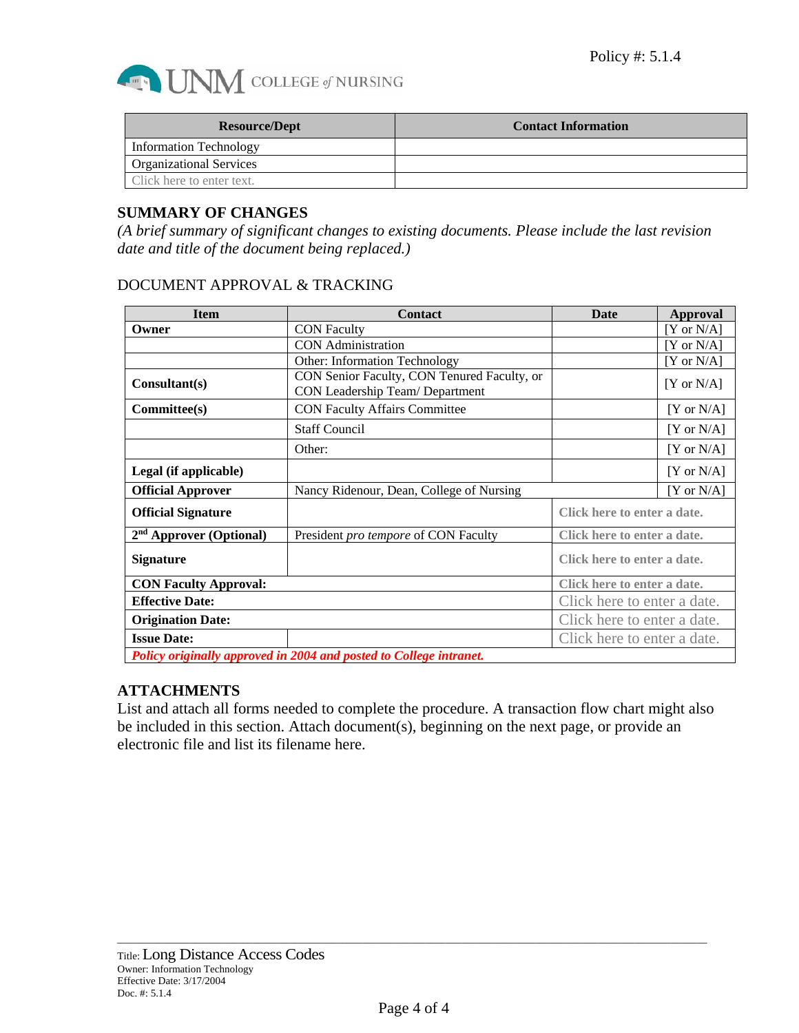| Resource/Dept | Contact Information |
| --- | --- |
| Information Technology | |
| Organizational Services | |
| Click here to enter text. | |

## SUMMARY OF CHANGES

*(A brief summary of significant changes to existing documents. Please include the last revision date and title of the document being replaced.)*

DOCUMENT APPROVAL & TRACKING

| Item | Contact | Date | Approval |
| --- | --- | --- | --- |
| **Owner** | CON Faculty | | [Y or N/A] |
| | CON Administration | | [Y or N/A] |
| | Other: Information Technology | | [Y or N/A] |
| **Consultant(s)** | CON Senior Faculty, CON Tenured Faculty, or CON Leadership Team/ Department | | [Y or N/A] |
| **Committee(s)** | CON Faculty Affairs Committee | | [Y or N/A] |
| | Staff Council | | [Y or N/A] |
| | Other: | | [Y or N/A] |
| **Legal (if applicable)** | | | [Y or N/A] |
| **Official Approver** | Nancy Ridenour, Dean, College of Nursing | | [Y or N/A] |
| **Official Signature** | | Click here to enter a date. | |
| **2nd Approver (Optional)** | President *pro tempore* of CON Faculty | Click here to enter a date. | |
| **Signature** | | Click here to enter a date. | |
| **CON Faculty Approval:** | | Click here to enter a date. | |
| **Effective Date:** | | Click here to enter a date. | |
| **Origination Date:** | | Click here to enter a date. | |
| **Issue Date:** | | Click here to enter a date. | |
| ***Policy originally approved in 2004 and posted to College intranet.*** | | | |

## ATTACHMENTS

List and attach all forms needed to complete the procedure. A transaction flow chart might also be included in this section. Attach document(s), beginning on the next page, or provide an electronic file and list its filename here.